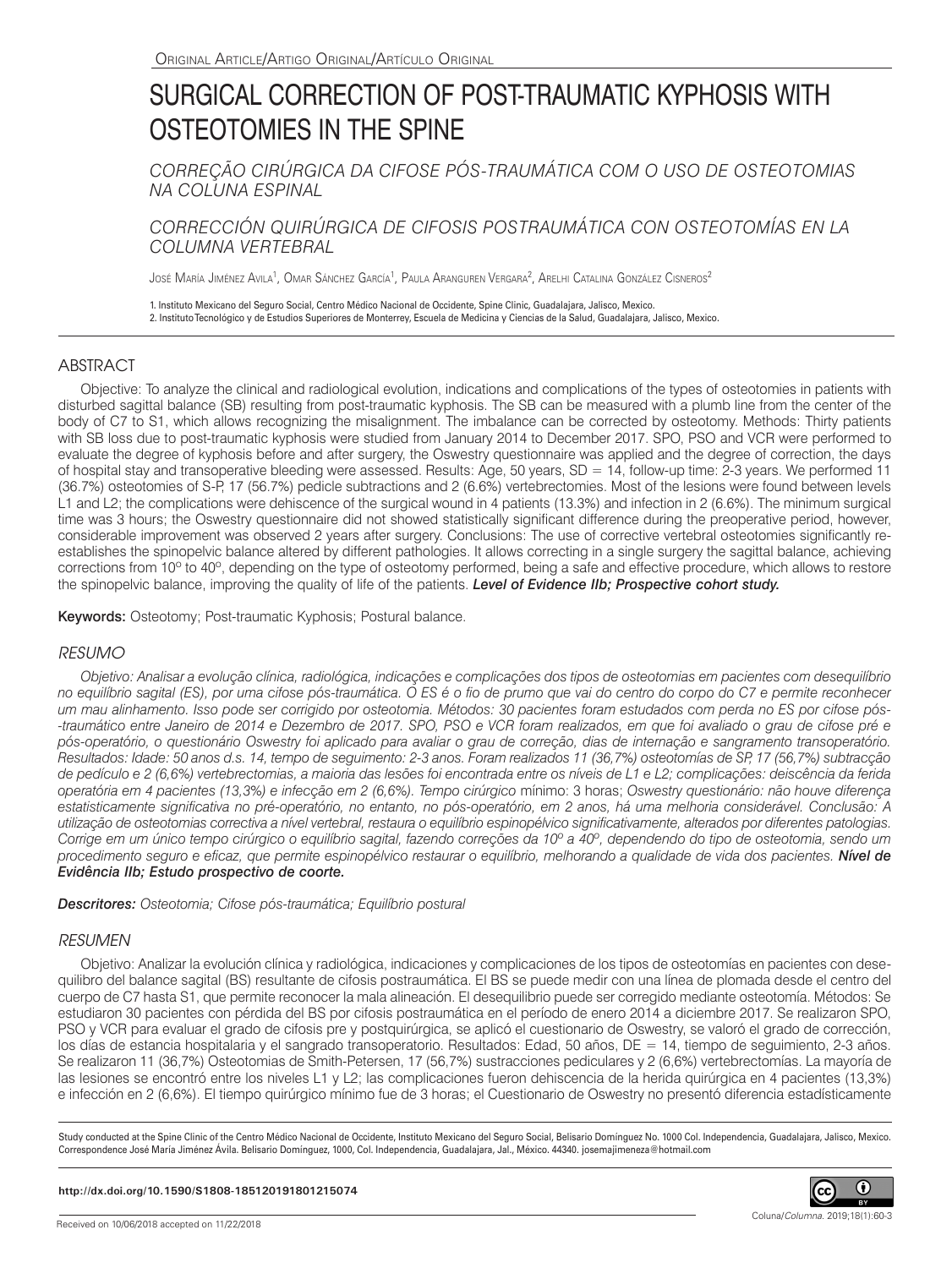Original Article/Artigo Original/Artículo Original

# SURGICAL CORRECTION OF POST-TRAUMATIC KYPHOSIS WITH OSTEOTOMIES IN THE SPINE

## *CORREÇÃO CIRÚRGICA DA CIFOSE PÓS-TRAUMÁTICA COM O USO DE OSTEOTOMIAS NA COLUNA ESPINAL*

## *CORRECCIÓN QUIRÚRGICA DE CIFOSIS POSTRAUMÁTICA CON OSTEOTOMÍAS EN LA COLUMNA VERTEBRAL*

José María Jiménez Avila[1], Omar Sánchez García[1], Paula Aranguren Vergara[2], Arelhi Catalina González Cisneros[2]

1. Instituto Mexicano del Seguro Social, Centro Médico Nacional de Occidente, Spine Clinic, Guadalajara, Jalisco, Mexico.
2. Instituto Tecnológico y de Estudios Superiores de Monterrey, Escuela de Medicina y Ciencias de la Salud, Guadalajara, Jalisco, Mexico.

## ABSTRACT

Objective: To analyze the clinical and radiological evolution, indications and complications of the types of osteotomies in patients with disturbed sagittal balance (SB) resulting from post-traumatic kyphosis. The SB can be measured with a plumb line from the center of the body of C7 to S1, which allows recognizing the misalignment. The imbalance can be corrected by osteotomy. Methods: Thirty patients with SB loss due to post-traumatic kyphosis were studied from January 2014 to December 2017. SPO, PSO and VCR were performed to evaluate the degree of kyphosis before and after surgery, the Oswestry questionnaire was applied and the degree of correction, the days of hospital stay and transoperative bleeding were assessed. Results: Age, 50 years, SD = 14, follow-up time: 2-3 years. We performed 11 (36.7%) osteotomies of S-P, 17 (56.7%) pedicle subtractions and 2 (6.6%) vertebrectomies. Most of the lesions were found between levels L1 and L2; the complications were dehiscence of the surgical wound in 4 patients (13.3%) and infection in 2 (6.6%). The minimum surgical time was 3 hours; the Oswestry questionnaire did not showed statistically significant difference during the preoperative period, however, considerable improvement was observed 2 years after surgery. Conclusions: The use of corrective vertebral osteotomies significantly re-establishes the spinopelvic balance altered by different pathologies. It allows correcting in a single surgery the sagittal balance, achieving corrections from 10° to 40°, depending on the type of osteotomy performed, being a safe and effective procedure, which allows to restore the spinopelvic balance, improving the quality of life of the patients. ***Level of Evidence IIb; Prospective cohort study.***

**Keywords:** Osteotomy; Post-traumatic Kyphosis; Postural balance.

## *RESUMO*

*Objetivo: Analisar a evolução clínica, radiológica, indicações e complicações dos tipos de osteotomias em pacientes com desequilíbrio no equilíbrio sagital (ES), por uma cifose pós-traumática. O ES é o fio de prumo que vai do centro do corpo do C7 e permite reconhecer um mau alinhamento. Isso pode ser corrigido por osteotomia. Métodos: 30 pacientes foram estudados com perda no ES por cifose pós--traumático entre Janeiro de 2014 e Dezembro de 2017. SPO, PSO e VCR foram realizados, em que foi avaliado o grau de cifose pré e pós-operatório, o questionário Oswestry foi aplicado para avaliar o grau de correção, dias de internação e sangramento transoperatório. Resultados: Idade: 50 anos d.s. 14, tempo de seguimento: 2-3 anos. Foram realizados 11 (36,7%) osteotomías de SP, 17 (56,7%) subtracção de pedículo e 2 (6,6%) vertebrectomias, a maioria das lesões foi encontrada entre os níveis de L1 e L2; complicações: deiscência da ferida operatória em 4 pacientes (13,3%) e infecção em 2 (6,6%). Tempo cirúrgico mínimo: 3 horas; Oswestry questionário: não houve diferença estatisticamente significativa no pré-operatório, no entanto, no pós-operatório, em 2 anos, há uma melhoria considerável. Conclusão: A utilização de osteotomias correctiva a nível vertebral, restaura o equilíbrio espinopélvico significativamente, alterados por diferentes patologias. Corrige em um único tempo cirúrgico o equilíbrio sagital, fazendo correções da 10° a 40°, dependendo do tipo de osteotomia, sendo um procedimento seguro e eficaz, que permite espinopélvico restaurar o equilíbrio, melhorando a qualidade de vida dos pacientes.* ***Nível de Evidência IIb; Estudo prospectivo de coorte.***

***Descritores:*** *Osteotomia; Cifose pós-traumática; Equilíbrio postural*

## *RESUMEN*

Objetivo: Analizar la evolución clínica y radiológica, indicaciones y complicaciones de los tipos de osteotomías en pacientes con desequilibrio del balance sagital (BS) resultante de cifosis postraumática. El BS se puede medir con una línea de plomada desde el centro del cuerpo de C7 hasta S1, que permite reconocer la mala alineación. El desequilibrio puede ser corregido mediante osteotomía. Métodos: Se estudiaron 30 pacientes con pérdida del BS por cifosis postraumática en el período de enero 2014 a diciembre 2017. Se realizaron SPO, PSO y VCR para evaluar el grado de cifosis pre y postquirúrgica, se aplicó el cuestionario de Oswestry, se valoró el grado de corrección, los días de estancia hospitalaria y el sangrado transoperatorio. Resultados: Edad, 50 años, DE = 14, tiempo de seguimiento, 2-3 años. Se realizaron 11 (36,7%) Osteotomías de Smith-Petersen, 17 (56,7%) sustracciones pediculares y 2 (6,6%) vertebrectomías. La mayoría de las lesiones se encontró entre los niveles L1 y L2; las complicaciones fueron dehiscencia de la herida quirúrgica en 4 pacientes (13,3%) e infección en 2 (6,6%). El tiempo quirúrgico mínimo fue de 3 horas; el Cuestionario de Oswestry no presentó diferencia estadísticamente

Study conducted at the Spine Clinic of the Centro Médico Nacional de Occidente, Instituto Mexicano del Seguro Social, Belisario Domínguez No. 1000 Col. Independencia, Guadalajara, Jalisco, Mexico. Correspondence José María Jiménez Ávila. Belisario Domínguez, 1000, Col. Independencia, Guadalajara, Jal., México. 44340. josemajimeneza@hotmail.com

**http://dx.doi.org/10.1590/S1808-185120191801215074**

Received on 10/06/2018 accepted on 11/22/2018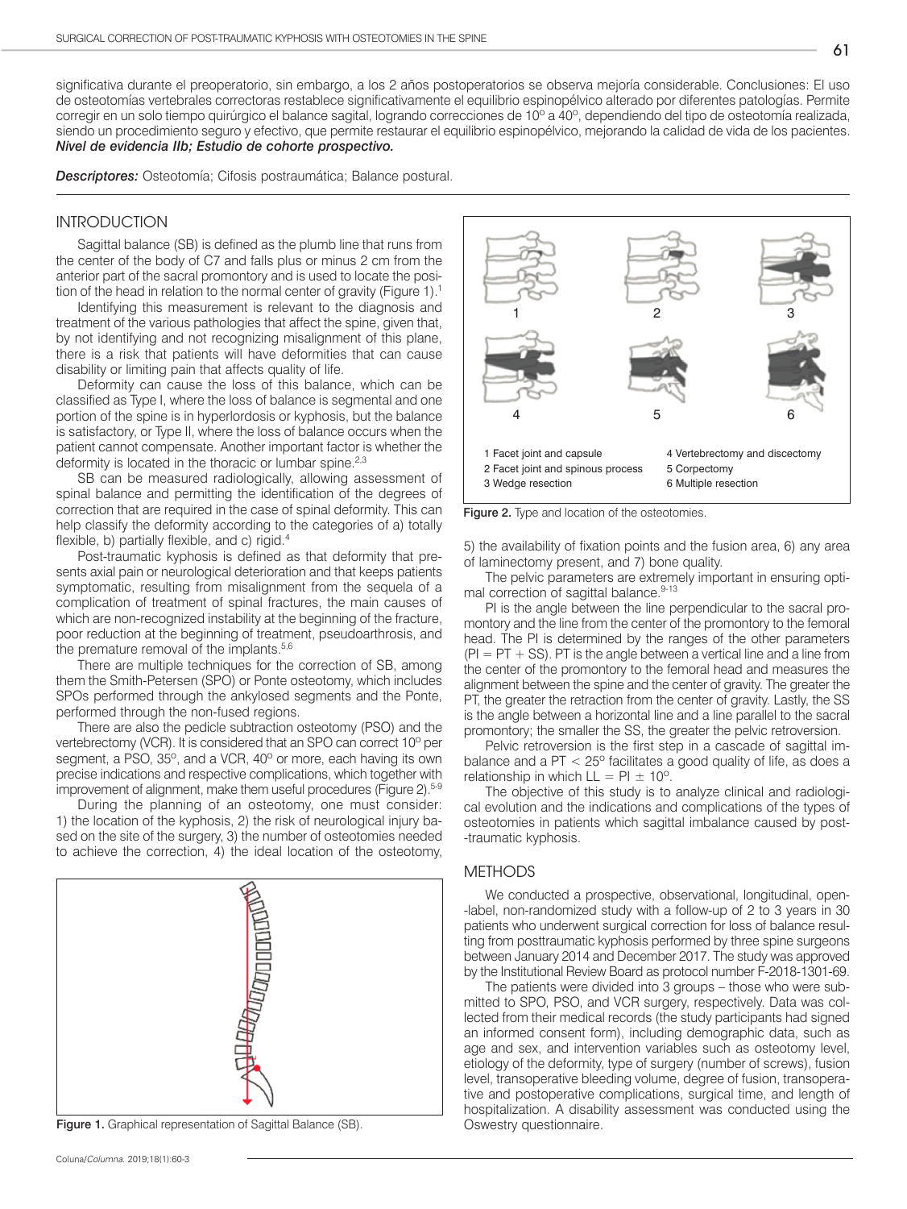significativa durante el preoperatorio, sin embargo, a los 2 años postoperatorios se observa mejoría considerable. Conclusiones: El uso de osteotomías vertebrales correctoras restablece significativamente el equilibrio espinopélvico alterado por diferentes patologías. Permite corregir en un solo tiempo quirúrgico el balance sagital, logrando correcciones de 10º a 40º, dependiendo del tipo de osteotomía realizada, siendo un procedimiento seguro y efectivo, que permite restaurar el equilibrio espinopélvico, mejorando la calidad de vida de los pacientes. ***Nivel de evidencia IIb; Estudio de cohorte prospectivo.***

***Descriptores:*** Osteotomía; Cifosis postraumática; Balance postural.

## INTRODUCTION

Sagittal balance (SB) is defined as the plumb line that runs from the center of the body of C7 and falls plus or minus 2 cm from the anterior part of the sacral promontory and is used to locate the position of the head in relation to the normal center of gravity (Figure 1).[1]

Identifying this measurement is relevant to the diagnosis and treatment of the various pathologies that affect the spine, given that, by not identifying and not recognizing misalignment of this plane, there is a risk that patients will have deformities that can cause disability or limiting pain that affects quality of life.

Deformity can cause the loss of this balance, which can be classified as Type I, where the loss of balance is segmental and one portion of the spine is in hyperlordosis or kyphosis, but the balance is satisfactory, or Type II, where the loss of balance occurs when the patient cannot compensate. Another important factor is whether the deformity is located in the thoracic or lumbar spine.[2,3]

SB can be measured radiologically, allowing assessment of spinal balance and permitting the identification of the degrees of correction that are required in the case of spinal deformity. This can help classify the deformity according to the categories of a) totally flexible, b) partially flexible, and c) rigid.[4]

Post-traumatic kyphosis is defined as that deformity that presents axial pain or neurological deterioration and that keeps patients symptomatic, resulting from misalignment from the sequela of a complication of treatment of spinal fractures, the main causes of which are non-recognized instability at the beginning of the fracture, poor reduction at the beginning of treatment, pseudoarthrosis, and the premature removal of the implants.[5,6]

There are multiple techniques for the correction of SB, among them the Smith-Petersen (SPO) or Ponte osteotomy, which includes SPOs performed through the ankylosed segments and the Ponte, performed through the non-fused regions.

There are also the pedicle subtraction osteotomy (PSO) and the vertebrectomy (VCR). It is considered that an SPO can correct 10º per segment, a PSO, 35º, and a VCR, 40º or more, each having its own precise indications and respective complications, which together with improvement of alignment, make them useful procedures (Figure 2).[5-9]

During the planning of an osteotomy, one must consider: 1) the location of the kyphosis, 2) the risk of neurological injury based on the site of the surgery, 3) the number of osteotomies needed to achieve the correction, 4) the ideal location of the osteotomy, 5) the availability of fixation points and the fusion area, 6) any area of laminectomy present, and 7) bone quality.

Figure 1. Graphical representation of Sagittal Balance (SB).

1 Facet joint and capsule
2 Facet joint and spinous process
3 Wedge resection
4 Vertebrectomy and discectomy
5 Corpectomy
6 Multiple resection

Figure 2. Type and location of the osteotomies.

The pelvic parameters are extremely important in ensuring optimal correction of sagittal balance.[9-13]

PI is the angle between the line perpendicular to the sacral promontory and the line from the center of the promontory to the femoral head. The PI is determined by the ranges of the other parameters ($PI = PT + SS$). PT is the angle between a vertical line and a line from the center of the promontory to the femoral head and measures the alignment between the spine and the center of gravity. The greater the PT, the greater the retraction from the center of gravity. Lastly, the SS is the angle between a horizontal line and a line parallel to the sacral promontory; the smaller the SS, the greater the pelvic retroversion.

Pelvic retroversion is the first step in a cascade of sagittal imbalance and a $PT < 25°$ facilitates a good quality of life, as does a relationship in which $LL = PI \pm 10°$.

The objective of this study is to analyze clinical and radiological evolution and the indications and complications of the types of osteotomies in patients which sagittal imbalance caused by post-traumatic kyphosis.

## METHODS

We conducted a prospective, observational, longitudinal, open-label, non-randomized study with a follow-up of 2 to 3 years in 30 patients who underwent surgical correction for loss of balance resulting from posttraumatic kyphosis performed by three spine surgeons between January 2014 and December 2017. The study was approved by the Institutional Review Board as protocol number F-2018-1301-69.

The patients were divided into 3 groups – those who were submitted to SPO, PSO, and VCR surgery, respectively. Data was collected from their medical records (the study participants had signed an informed consent form), including demographic data, such as age and sex, and intervention variables such as osteotomy level, etiology of the deformity, type of surgery (number of screws), fusion level, transoperative bleeding volume, degree of fusion, transoperative and postoperative complications, surgical time, and length of hospitalization. A disability assessment was conducted using the Oswestry questionnaire.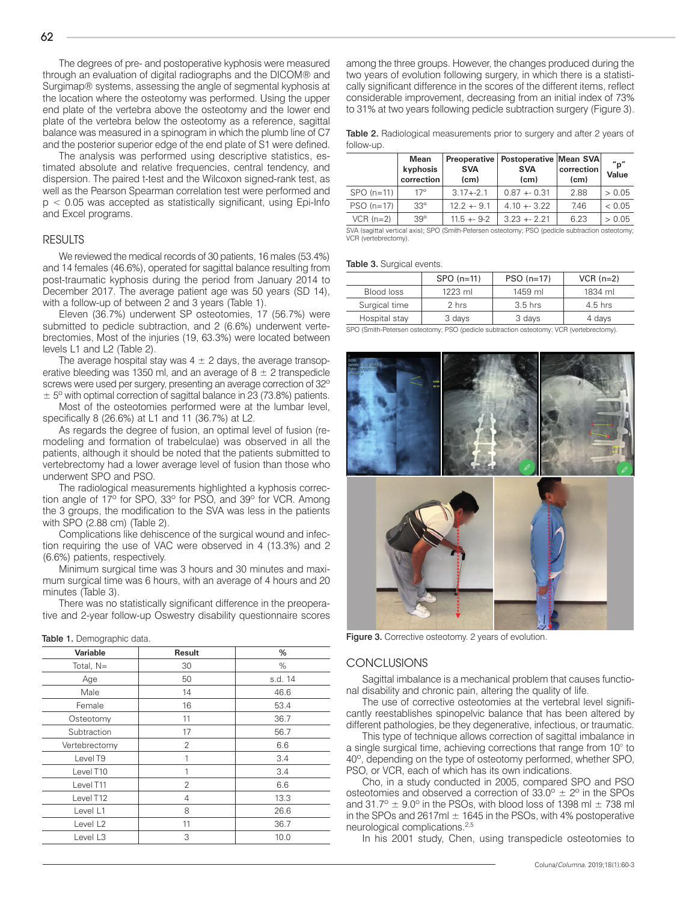The degrees of pre- and postoperative kyphosis were measured through an evaluation of digital radiographs and the DICOM® and Surgimap® systems, assessing the angle of segmental kyphosis at the location where the osteotomy was performed. Using the upper end plate of the vertebra above the osteotomy and the lower end plate of the vertebra below the osteotomy as a reference, sagittal balance was measured in a spinogram in which the plumb line of C7 and the posterior superior edge of the end plate of S1 were defined.

The analysis was performed using descriptive statistics, estimated absolute and relative frequencies, central tendency, and dispersion. The paired t-test and the Wilcoxon signed-rank test, as well as the Pearson Spearman correlation test were performed and $p < 0.05$ was accepted as statistically significant, using Epi-Info and Excel programs.

## RESULTS

We reviewed the medical records of 30 patients, 16 males (53.4%) and 14 females (46.6%), operated for sagittal balance resulting from post-traumatic kyphosis during the period from January 2014 to December 2017. The average patient age was 50 years (SD 14), with a follow-up of between 2 and 3 years (Table 1).

Eleven (36.7%) underwent SP osteotomies, 17 (56.7%) were submitted to pedicle subtraction, and 2 (6.6%) underwent vertebrectomies, Most of the injuries (19, 63.3%) were located between levels L1 and L2 (Table 2).

The average hospital stay was 4 ± 2 days, the average transoperative bleeding was 1350 ml, and an average of 8 ± 2 transpedicle screws were used per surgery, presenting an average correction of 32° ± 5° with optimal correction of sagittal balance in 23 (73.8%) patients.

Most of the osteotomies performed were at the lumbar level, specifically 8 (26.6%) at L1 and 11 (36.7%) at L2.

As regards the degree of fusion, an optimal level of fusion (remodeling and formation of trabelculae) was observed in all the patients, although it should be noted that the patients submitted to vertebrectomy had a lower average level of fusion than those who underwent SPO and PSO.

The radiological measurements highlighted a kyphosis correction angle of 17° for SPO, 33° for PSO, and 39° for VCR. Among the 3 groups, the modification to the SVA was less in the patients with SPO (2.88 cm) (Table 2).

Complications like dehiscence of the surgical wound and infection requiring the use of VAC were observed in 4 (13.3%) and 2 (6.6%) patients, respectively.

Minimum surgical time was 3 hours and 30 minutes and maximum surgical time was 6 hours, with an average of 4 hours and 20 minutes (Table 3).

There was no statistically significant difference in the preoperative and 2-year follow-up Oswestry disability questionnaire scores among the three groups. However, the changes produced during the two years of evolution following surgery, in which there is a statistically significant difference in the scores of the different items, reflect considerable improvement, decreasing from an initial index of 73% to 31% at two years following pedicle subtraction surgery (Figure 3).

**Table 1.** Demographic data.

| Variable | Result | % |
|---|---|---|
| Total, N= | 30 | % |
| Age | 50 | s.d. 14 |
| Male | 14 | 46.6 |
| Female | 16 | 53.4 |
| Osteotomy | 11 | 36.7 |
| Subtraction | 17 | 56.7 |
| Vertebrectomy | 2 | 6.6 |
| Level T9 | 1 | 3.4 |
| Level T10 | 1 | 3.4 |
| Level T11 | 2 | 6.6 |
| Level T12 | 4 | 13.3 |
| Level L1 | 8 | 26.6 |
| Level L2 | 11 | 36.7 |
| Level L3 | 3 | 10.0 |

**Table 2.** Radiological measurements prior to surgery and after 2 years of follow-up.

| | Mean kyphosis correction | Preoperative SVA (cm) | Postoperative SVA (cm) | Mean SVA correction (cm) | "p" Value |
|---|---|---|---|---|---|
| SPO (n=11) | 17° | 3.17+-2.1 | 0.87 +- 0.31 | 2.88 | > 0.05 |
| PSO (n=17) | 33° | 12.2 +- 9.1 | 4.10 +- 3.22 | 7.46 | < 0.05 |
| VCR (n=2) | 39° | 11.5 +- 9-2 | 3.23 +- 2.21 | 6.23 | > 0.05 |

SVA (sagittal vertical axis); SPO (Smith-Petersen osteotomy; PSO (pedicle subtraction osteotomy; VCR (vertebrectomy).

**Table 3.** Surgical events.

| | SPO (n=11) | PSO (n=17) | VCR (n=2) |
|---|---|---|---|
| Blood loss | 1223 ml | 1459 ml | 1834 ml |
| Surgical time | 2 hrs | 3.5 hrs | 4.5 hrs |
| Hospital stay | 3 days | 3 days | 4 days |

SPO (Smith-Petersen osteotomy; PSO (pedicle subtraction osteotomy; VCR (vertebrectomy).

**Figure 3.** Corrective osteotomy. 2 years of evolution.

## CONCLUSIONS

Sagittal imbalance is a mechanical problem that causes functional disability and chronic pain, altering the quality of life.

The use of corrective osteotomies at the vertebral level significantly reestablishes spinopelvic balance that has been altered by different pathologies, be they degenerative, infectious, or traumatic.

This type of technique allows correction of sagittal imbalance in a single surgical time, achieving corrections that range from 10° to 40°, depending on the type of osteotomy performed, whether SPO, PSO, or VCR, each of which has its own indications.

Cho, in a study conducted in 2005, compared SPO and PSO osteotomies and observed a correction of 33.0° ± 2° in the SPOs and 31.7° ± 9.0° in the PSOs, with blood loss of 1398 ml ± 738 ml in the SPOs and 2617ml ± 1645 in the PSOs, with 4% postoperative neurological complications.[2,5]

In his 2001 study, Chen, using transpedicle osteotomies to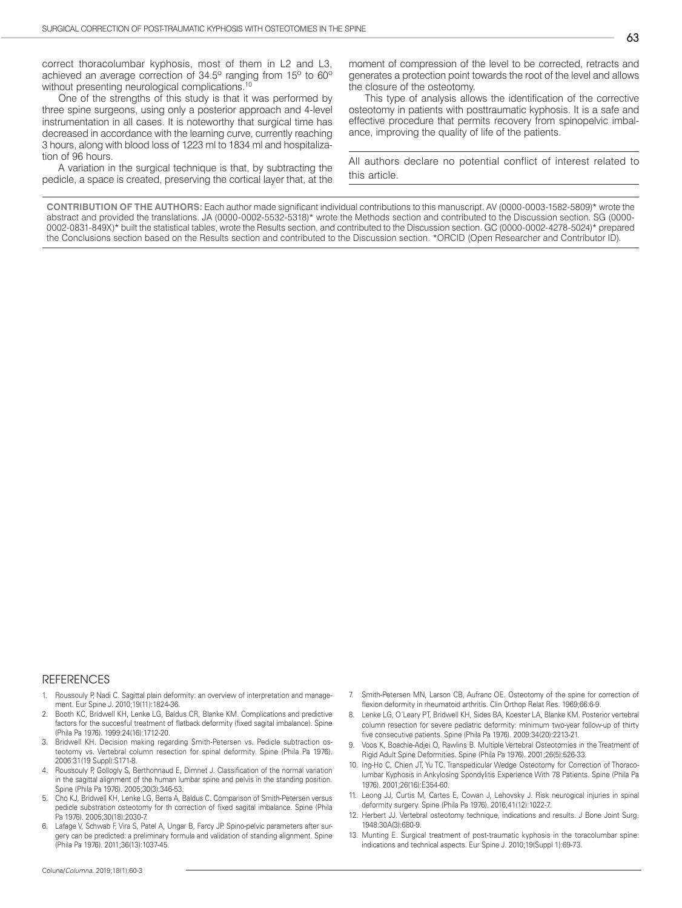correct thoracolumbar kyphosis, most of them in L2 and L3, achieved an average correction of 34.5° ranging from 15° to 60° without presenting neurological complications.[10]

One of the strengths of this study is that it was performed by three spine surgeons, using only a posterior approach and 4-level instrumentation in all cases. It is noteworthy that surgical time has decreased in accordance with the learning curve, currently reaching 3 hours, along with blood loss of 1223 ml to 1834 ml and hospitalization of 96 hours.

A variation in the surgical technique is that, by subtracting the pedicle, a space is created, preserving the cortical layer that, at the moment of compression of the level to be corrected, retracts and generates a protection point towards the root of the level and allows the closure of the osteotomy.

This type of analysis allows the identification of the corrective osteotomy in patients with posttraumatic kyphosis. It is a safe and effective procedure that permits recovery from spinopelvic imbalance, improving the quality of life of the patients.

All authors declare no potential conflict of interest related to this article.

**CONTRIBUTION OF THE AUTHORS:** Each author made significant individual contributions to this manuscript. AV (0000-0003-1582-5809)* wrote the abstract and provided the translations. JA (0000-0002-5532-5318)* wrote the Methods section and contributed to the Discussion section. SG (0000-0002-0831-849X)* built the statistical tables, wrote the Results section, and contributed to the Discussion section. GC (0000-0002-4278-5024)* prepared the Conclusions section based on the Results section and contributed to the Discussion section. *ORCID (Open Researcher and Contributor ID).

## REFERENCES

1. Roussouly P, Nadi C. Sagittal plain deformity: an overview of interpretation and management. Eur Spine J. 2010;19(11):1824-36.
2. Booth KC, Bridwell KH, Lenke LG, Baldus CR, Blanke KM. Complications and predictive factors for the succesful treatment of flatback deformity (fixed sagital imbalance). Spine (Phila Pa 1976). 1999:24(16):1712-20.
3. Bridwell KH. Decision making regarding Smith-Petersen vs. Pedicle subtraction osteotomy vs. Vertebral column resection for spinal deformity. Spine (Phila Pa 1976). 2006:31(19 Suppl):S171-8.
4. Roussouly P, Gollogly S, Berthonnaud E, Dimnet J. Classification of the normal variation in the sagittal alignment of the human lumbar spine and pelvis in the standing position. Spine (Phila Pa 1976). 2005;30(3):346-53.
5. Cho KJ, Bridwell KH, Lenke LG, Berra A, Baldus C. Comparison of Smith-Petersen versus pedicle substration osteotomy for th correction of fixed sagital imbalance. Spine (Phila Pa 1976). 2005;30(18):2030-7.
6. Lafage V, Schwab F, Vira S, Patel A, Ungar B, Farcy JP. Spino-pelvic parameters after surgery can be predicted: a preliminary formula and validation of standing alignment. Spine (Phila Pa 1976). 2011;36(13):1037-45.
7. Smith-Petersen MN, Larson CB, Aufranc OE. Osteotomy of the spine for correction of flexion deformity in rheumatoid arthritis. Clin Orthop Relat Res. 1969;66:6-9.
8. Lenke LG, O´Leary PT, Bridwell KH, Sides BA, Koester LA, Blanke KM. Posterior vertebral column resection for severe pediatric deformity: minimum two-year follow-up of thirty five consecutive patients. Spine (Phila Pa 1976). 2009:34(20):2213-21.
9. Voos K, Boachie-Adjei O, Rawlins B. Multiple Vertebral Osteotomies in the Treatment of Rigid Adult Spine Deformities. Spine (Phila Pa 1976). 2001;26(5):526-33.
10. Ing-Ho C, Chien JT, Yu TC. Transpedicular Wedge Osteotomy for Correction of Thoracolumbar Kyphosis in Ankylosing Spondylitis Experience With 78 Patients. Spine (Phila Pa 1976). 2001;26(16):E354-60.
11. Leong JJ, Curtis M, Cartes E, Cowan J, Lehovsky J. Risk neurological injuries in spinal deformity surgery. Spine (Phila Pa 1976). 2016;41(12):1022-7.
12. Herbert JJ. Vertebral osteotomy technique, indications and results. J Bone Joint Surg. 1948:30A(3):680-9.
13. Munting E. Surgical treatment of post-traumatic kyphosis in the toracolumbar spine: indications and technical aspects. Eur Spine J. 2010;19(Suppl 1):69-73.